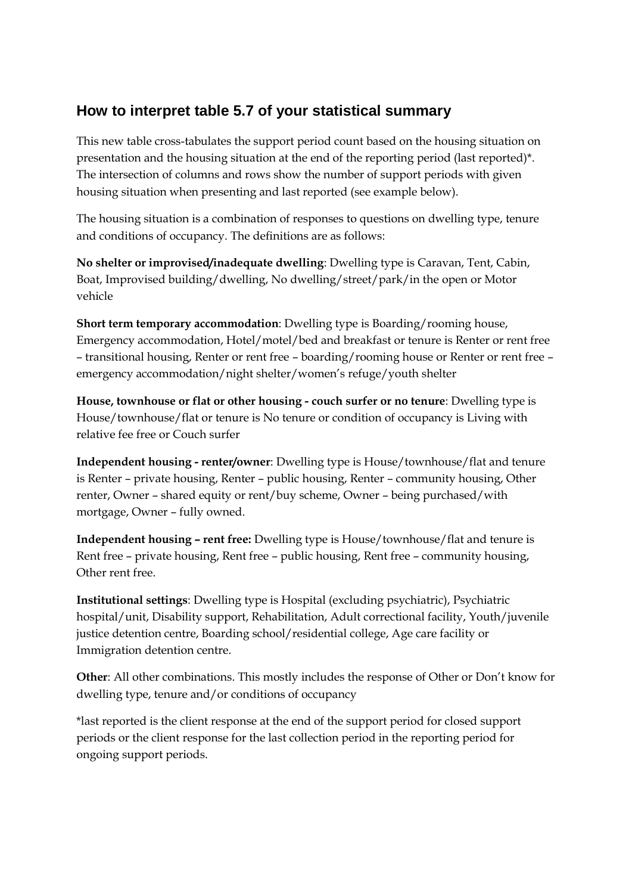## How to interpret table 5.7 of your statistical summary

This new table cross-tabulates the support period count based on the housing situation on presentation and the housing situation at the end of the reporting period (last reported)*. The intersection of columns and rows show the number of support periods with given housing situation when presenting and last reported (see example below).

The housing situation is a combination of responses to questions on dwelling type, tenure and conditions of occupancy. The definitions are as follows:

**No shelter or improvised/inadequate dwelling**: Dwelling type is Caravan, Tent, Cabin, Boat, Improvised building/dwelling, No dwelling/street/park/in the open or Motor vehicle

**Short term temporary accommodation**: Dwelling type is Boarding/rooming house, Emergency accommodation, Hotel/motel/bed and breakfast or tenure is Renter or rent free – transitional housing, Renter or rent free – boarding/rooming house or Renter or rent free – emergency accommodation/night shelter/women's refuge/youth shelter

**House, townhouse or flat or other housing - couch surfer or no tenure**: Dwelling type is House/townhouse/flat or tenure is No tenure or condition of occupancy is Living with relative fee free or Couch surfer

**Independent housing - renter/owner**: Dwelling type is House/townhouse/flat and tenure is Renter – private housing, Renter – public housing, Renter – community housing, Other renter, Owner – shared equity or rent/buy scheme, Owner – being purchased/with mortgage, Owner – fully owned.

**Independent housing – rent free:** Dwelling type is House/townhouse/flat and tenure is Rent free – private housing, Rent free – public housing, Rent free – community housing, Other rent free.

**Institutional settings**: Dwelling type is Hospital (excluding psychiatric), Psychiatric hospital/unit, Disability support, Rehabilitation, Adult correctional facility, Youth/juvenile justice detention centre, Boarding school/residential college, Age care facility or Immigration detention centre.

**Other**: All other combinations. This mostly includes the response of Other or Don't know for dwelling type, tenure and/or conditions of occupancy

*last reported is the client response at the end of the support period for closed support periods or the client response for the last collection period in the reporting period for ongoing support periods.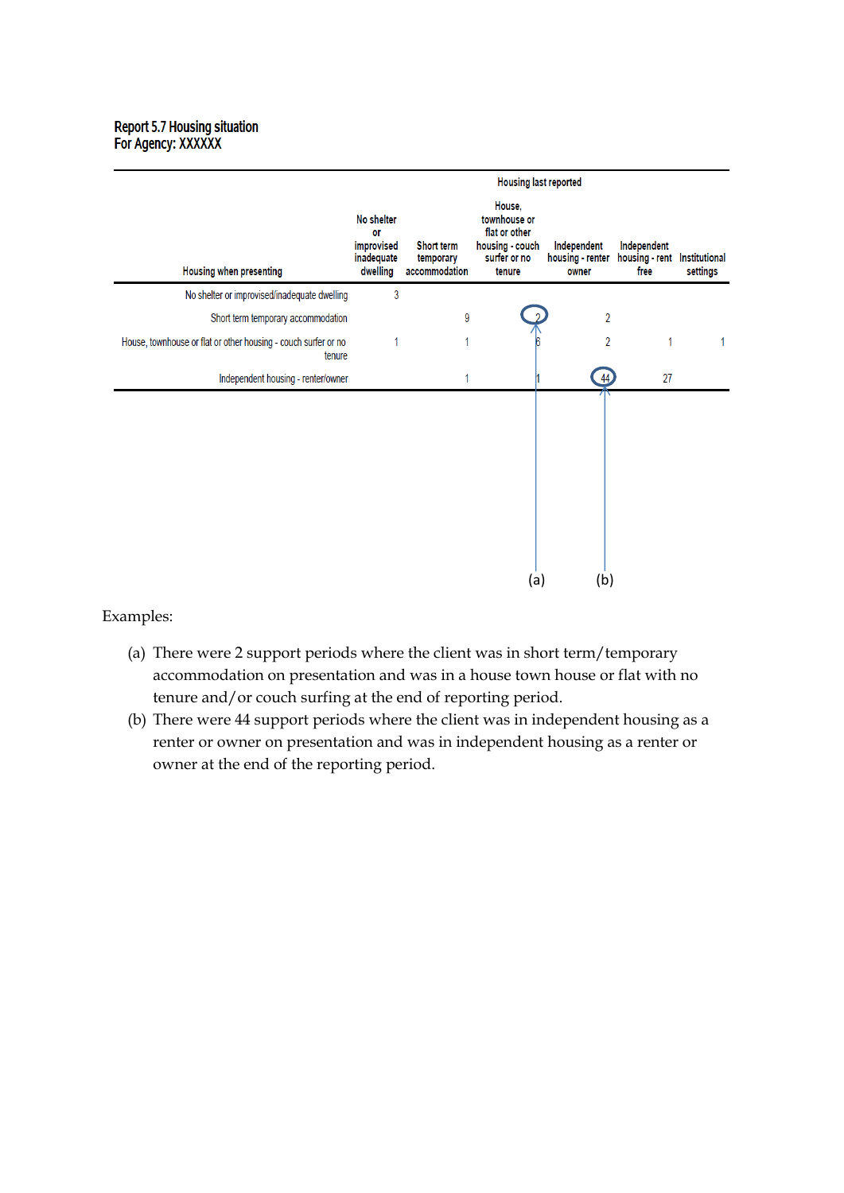**Report 5.7 Housing situation**
**For Agency: XXXXXX**

| Housing when presenting | Housing last reported | | | | | |
|---|---|---|---|---|---|---|
| | No shelter or improvised inadequate dwelling | Short term temporary accommodation | House, townhouse or flat or other housing - couch surfer or no tenure | Independent housing - renter owner | Independent housing - rent free | Institutional settings |
| No shelter or improvised/inadequate dwelling | 3 | | | | | |
| Short term temporary accommodation | | 9 | 2 | 2 | | |
| House, townhouse or flat or other housing - couch surfer or no tenure | 1 | 1 | 6 | 2 | 1 | 1 |
| Independent housing - renter/owner | | 1 | 1 | 44 | 27 | |

(a) (b)

Examples:

(a) There were 2 support periods where the client was in short term/temporary accommodation on presentation and was in a house town house or flat with no tenure and/or couch surfing at the end of reporting period.

(b) There were 44 support periods where the client was in independent housing as a renter or owner on presentation and was in independent housing as a renter or owner at the end of the reporting period.